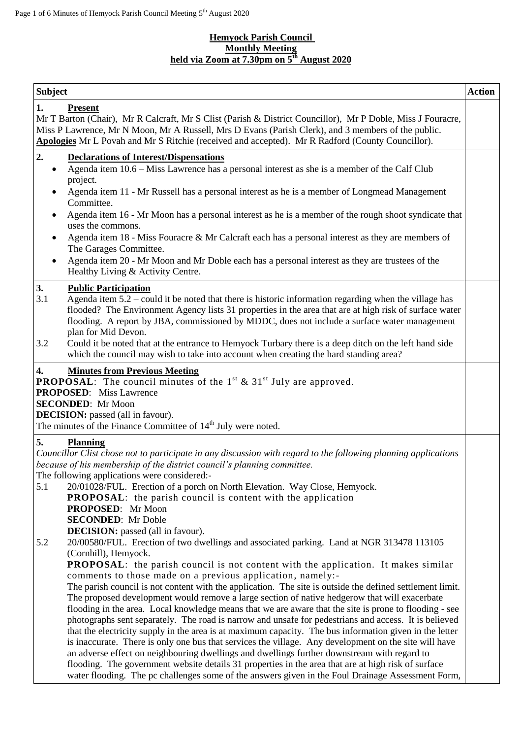# Hemyock Parish Council
## Monthly Meeting
## held via Zoom at 7.30pm on 5th August 2020

| Subject | Action |
|---|---|
| **1. Present**<br>Mr T Barton (Chair), Mr R Calcraft, Mr S Clist (Parish & District Councillor), Mr P Doble, Miss J Fouracre, Miss P Lawrence, Mr N Moon, Mr A Russell, Mrs D Evans (Parish Clerk), and 3 members of the public.<br>**Apologies** Mr L Povah and Mr S Ritchie (received and accepted). Mr R Radford (County Councillor). | |
| **2. Declarations of Interest/Dispensations**<br>• Agenda item 10.6 – Miss Lawrence has a personal interest as she is a member of the Calf Club project.<br>• Agenda item 11 - Mr Russell has a personal interest as he is a member of Longmead Management Committee.<br>• Agenda item 16 - Mr Moon has a personal interest as he is a member of the rough shoot syndicate that uses the commons.<br>• Agenda item 18 - Miss Fouracre & Mr Calcraft each has a personal interest as they are members of The Garages Committee.<br>• Agenda item 20 - Mr Moon and Mr Doble each has a personal interest as they are trustees of the Healthy Living & Activity Centre. | |
| **3. Public Participation**<br>3.1 Agenda item 5.2 – could it be noted that there is historic information regarding when the village has flooded? The Environment Agency lists 31 properties in the area that are at high risk of surface water flooding. A report by JBA, commissioned by MDDC, does not include a surface water management plan for Mid Devon.<br>3.2 Could it be noted that at the entrance to Hemyock Turbary there is a deep ditch on the left hand side which the council may wish to take into account when creating the hard standing area? | |
| **4. Minutes from Previous Meeting**<br>**PROPOSAL**: The council minutes of the 1st & 31st July are approved.<br>**PROPOSED**: Miss Lawrence<br>**SECONDED**: Mr Moon<br>**DECISION:** passed (all in favour).<br>The minutes of the Finance Committee of 14th July were noted. | |
| **5. Planning**<br>*Councillor Clist chose not to participate in any discussion with regard to the following planning applications because of his membership of the district council's planning committee.*<br>The following applications were considered:-<br>5.1 20/01028/FUL. Erection of a porch on North Elevation. Way Close, Hemyock.<br>**PROPOSAL**: the parish council is content with the application<br>**PROPOSED**: Mr Moon<br>**SECONDED**: Mr Doble<br>**DECISION:** passed (all in favour).<br>5.2 20/00580/FUL. Erection of two dwellings and associated parking. Land at NGR 313478 113105 (Cornhill), Hemyock.<br>**PROPOSAL**: the parish council is not content with the application. It makes similar comments to those made on a previous application, namely:-<br>The parish council is not content with the application. The site is outside the defined settlement limit. The proposed development would remove a large section of native hedgerow that will exacerbate flooding in the area. Local knowledge means that we are aware that the site is prone to flooding - see photographs sent separately. The road is narrow and unsafe for pedestrians and access. It is believed that the electricity supply in the area is at maximum capacity. The bus information given in the letter is inaccurate. There is only one bus that services the village. Any development on the site will have an adverse effect on neighbouring dwellings and dwellings further downstream with regard to flooding. The government website details 31 properties in the area that are at high risk of surface water flooding. The pc challenges some of the answers given in the Foul Drainage Assessment Form, | |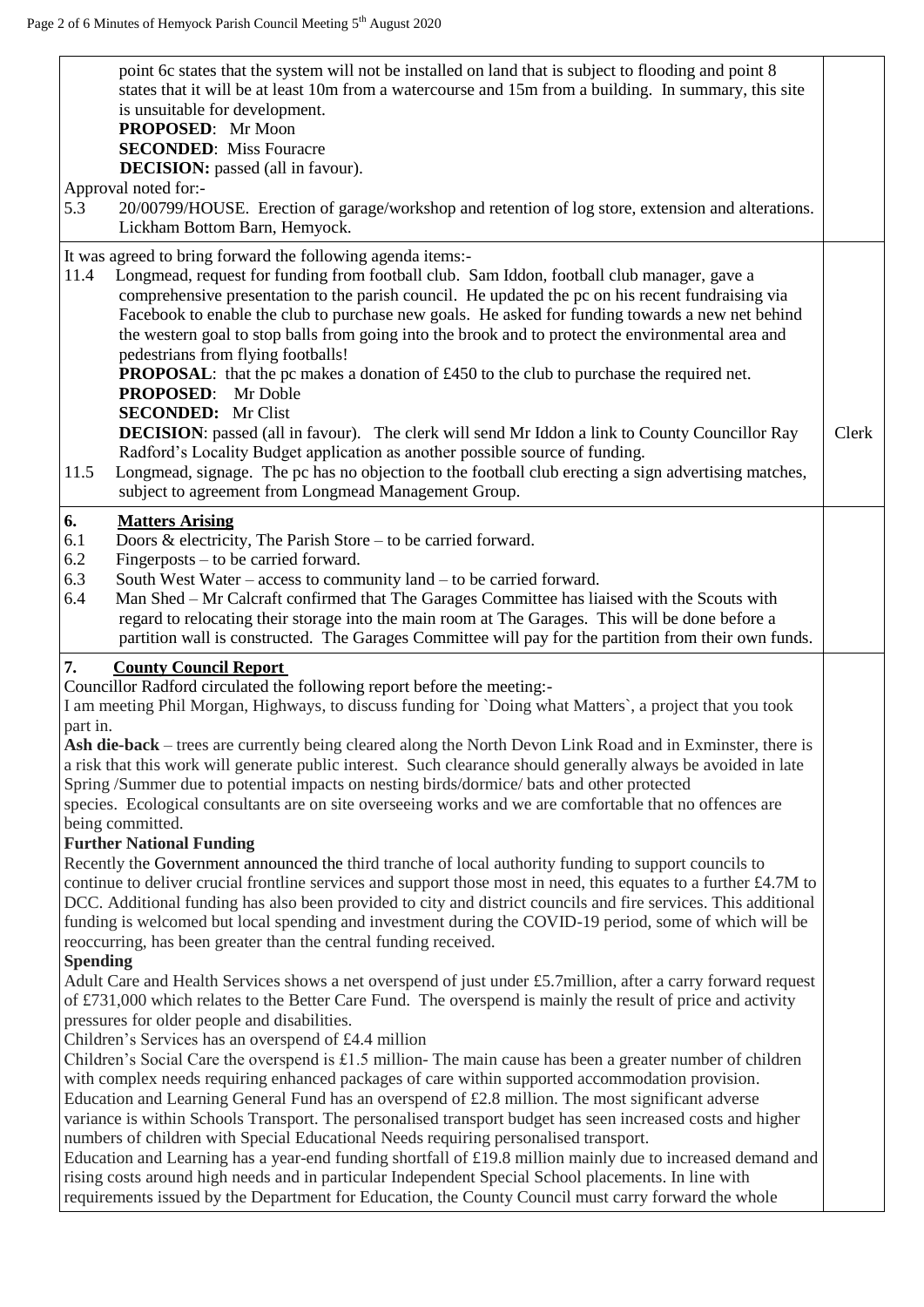point 6c states that the system will not be installed on land that is subject to flooding and point 8 states that it will be at least 10m from a watercourse and 15m from a building. In summary, this site is unsuitable for development.

**PROPOSED**: Mr Moon
**SECONDED**: Miss Fouracre
**DECISION:** passed (all in favour).

Approval noted for:-

5.3 20/00799/HOUSE. Erection of garage/workshop and retention of log store, extension and alterations. Lickham Bottom Barn, Hemyock.

It was agreed to bring forward the following agenda items:-

11.4 Longmead, request for funding from football club. Sam Iddon, football club manager, gave a comprehensive presentation to the parish council. He updated the pc on his recent fundraising via Facebook to enable the club to purchase new goals. He asked for funding towards a new net behind the western goal to stop balls from going into the brook and to protect the environmental area and pedestrians from flying footballs!

**PROPOSAL**: that the pc makes a donation of £450 to the club to purchase the required net.
**PROPOSED**: Mr Doble
**SECONDED:** Mr Clist
**DECISION**: passed (all in favour). The clerk will send Mr Iddon a link to County Councillor Ray Radford's Locality Budget application as another possible source of funding. — Clerk

11.5 Longmead, signage. The pc has no objection to the football club erecting a sign advertising matches, subject to agreement from Longmead Management Group.

## 6. Matters Arising

6.1 Doors & electricity, The Parish Store – to be carried forward.
6.2 Fingerposts – to be carried forward.
6.3 South West Water – access to community land – to be carried forward.
6.4 Man Shed – Mr Calcraft confirmed that The Garages Committee has liaised with the Scouts with regard to relocating their storage into the main room at The Garages. This will be done before a partition wall is constructed. The Garages Committee will pay for the partition from their own funds.

## 7. County Council Report

Councillor Radford circulated the following report before the meeting:-

I am meeting Phil Morgan, Highways, to discuss funding for `Doing what Matters`, a project that you took part in.

**Ash die-back** – trees are currently being cleared along the North Devon Link Road and in Exminster, there is a risk that this work will generate public interest. Such clearance should generally always be avoided in late Spring /Summer due to potential impacts on nesting birds/dormice/ bats and other protected species. Ecological consultants are on site overseeing works and we are comfortable that no offences are being committed.

**Further National Funding**

Recently the Government announced the third tranche of local authority funding to support councils to continue to deliver crucial frontline services and support those most in need, this equates to a further £4.7M to DCC. Additional funding has also been provided to city and district councils and fire services. This additional funding is welcomed but local spending and investment during the COVID-19 period, some of which will be reoccurring, has been greater than the central funding received.

**Spending**

Adult Care and Health Services shows a net overspend of just under £5.7million, after a carry forward request of £731,000 which relates to the Better Care Fund. The overspend is mainly the result of price and activity pressures for older people and disabilities.

Children's Services has an overspend of £4.4 million

Children's Social Care the overspend is £1.5 million- The main cause has been a greater number of children with complex needs requiring enhanced packages of care within supported accommodation provision.

Education and Learning General Fund has an overspend of £2.8 million. The most significant adverse variance is within Schools Transport. The personalised transport budget has seen increased costs and higher numbers of children with Special Educational Needs requiring personalised transport.

Education and Learning has a year-end funding shortfall of £19.8 million mainly due to increased demand and rising costs around high needs and in particular Independent Special School placements. In line with requirements issued by the Department for Education, the County Council must carry forward the whole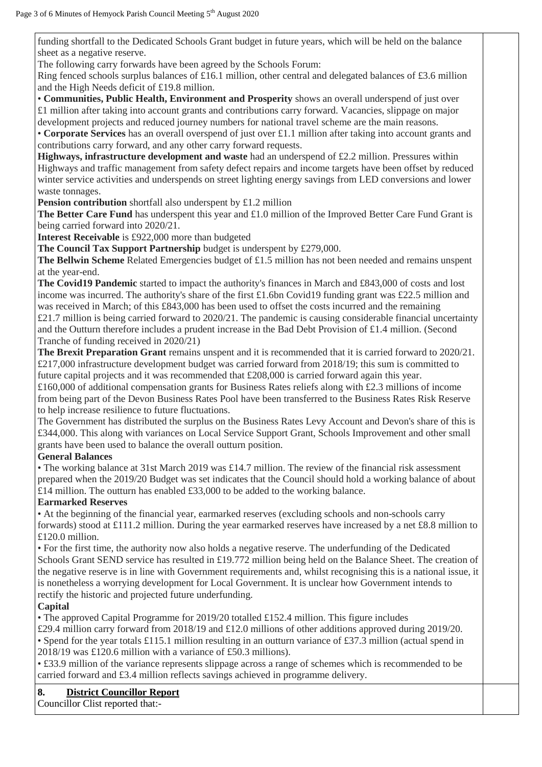funding shortfall to the Dedicated Schools Grant budget in future years, which will be held on the balance sheet as a negative reserve.

The following carry forwards have been agreed by the Schools Forum:

Ring fenced schools surplus balances of £16.1 million, other central and delegated balances of £3.6 million and the High Needs deficit of £19.8 million.

• **Communities, Public Health, Environment and Prosperity** shows an overall underspend of just over £1 million after taking into account grants and contributions carry forward. Vacancies, slippage on major development projects and reduced journey numbers for national travel scheme are the main reasons.

• **Corporate Services** has an overall overspend of just over £1.1 million after taking into account grants and contributions carry forward, and any other carry forward requests.

**Highways, infrastructure development and waste** had an underspend of £2.2 million. Pressures within Highways and traffic management from safety defect repairs and income targets have been offset by reduced winter service activities and underspends on street lighting energy savings from LED conversions and lower waste tonnages.

**Pension contribution** shortfall also underspent by £1.2 million

**The Better Care Fund** has underspent this year and £1.0 million of the Improved Better Care Fund Grant is being carried forward into 2020/21.

**Interest Receivable** is £922,000 more than budgeted

**The Council Tax Support Partnership** budget is underspent by £279,000.

**The Bellwin Scheme** Related Emergencies budget of £1.5 million has not been needed and remains unspent at the year-end.

**The Covid19 Pandemic** started to impact the authority's finances in March and £843,000 of costs and lost income was incurred. The authority's share of the first £1.6bn Covid19 funding grant was £22.5 million and was received in March; of this £843,000 has been used to offset the costs incurred and the remaining £21.7 million is being carried forward to 2020/21. The pandemic is causing considerable financial uncertainty and the Outturn therefore includes a prudent increase in the Bad Debt Provision of £1.4 million. (Second Tranche of funding received in 2020/21)

**The Brexit Preparation Grant** remains unspent and it is recommended that it is carried forward to 2020/21.

£217,000 infrastructure development budget was carried forward from 2018/19; this sum is committed to future capital projects and it was recommended that £208,000 is carried forward again this year.

£160,000 of additional compensation grants for Business Rates reliefs along with £2.3 millions of income from being part of the Devon Business Rates Pool have been transferred to the Business Rates Risk Reserve to help increase resilience to future fluctuations.

The Government has distributed the surplus on the Business Rates Levy Account and Devon's share of this is £344,000. This along with variances on Local Service Support Grant, Schools Improvement and other small grants have been used to balance the overall outturn position.

**General Balances**

• The working balance at 31st March 2019 was £14.7 million. The review of the financial risk assessment prepared when the 2019/20 Budget was set indicates that the Council should hold a working balance of about £14 million. The outturn has enabled £33,000 to be added to the working balance.

**Earmarked Reserves**

• At the beginning of the financial year, earmarked reserves (excluding schools and non-schools carry forwards) stood at £111.2 million. During the year earmarked reserves have increased by a net £8.8 million to £120.0 million.

• For the first time, the authority now also holds a negative reserve. The underfunding of the Dedicated Schools Grant SEND service has resulted in £19.772 million being held on the Balance Sheet. The creation of the negative reserve is in line with Government requirements and, whilst recognising this is a national issue, it is nonetheless a worrying development for Local Government. It is unclear how Government intends to rectify the historic and projected future underfunding.

**Capital**

• The approved Capital Programme for 2019/20 totalled £152.4 million. This figure includes £29.4 million carry forward from 2018/19 and £12.0 millions of other additions approved during 2019/20.

• Spend for the year totals £115.1 million resulting in an outturn variance of £37.3 million (actual spend in 2018/19 was £120.6 million with a variance of £50.3 millions).

• £33.9 million of the variance represents slippage across a range of schemes which is recommended to be carried forward and £3.4 million reflects savings achieved in programme delivery.

## 8. District Councillor Report

Councillor Clist reported that:-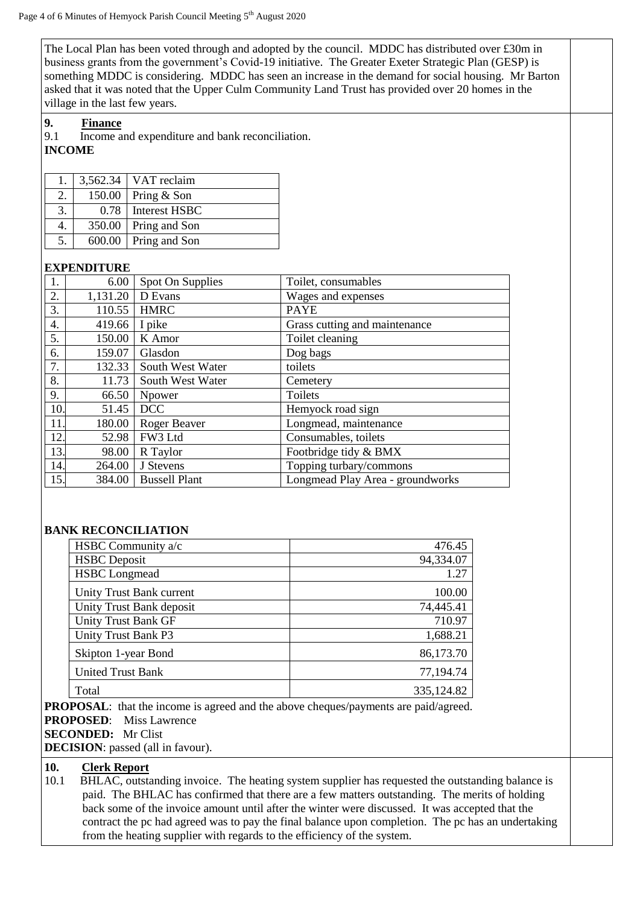The Local Plan has been voted through and adopted by the council. MDDC has distributed over £30m in business grants from the government's Covid-19 initiative. The Greater Exeter Strategic Plan (GESP) is something MDDC is considering. MDDC has seen an increase in the demand for social housing. Mr Barton asked that it was noted that the Upper Culm Community Land Trust has provided over 20 homes in the village in the last few years.

## 9. Finance

9.1 Income and expenditure and bank reconciliation.

**INCOME**

| | | |
|---|---|---|
| 1. | 3,562.34 | VAT reclaim |
| 2. | 150.00 | Pring & Son |
| 3. | 0.78 | Interest HSBC |
| 4. | 350.00 | Pring and Son |
| 5. | 600.00 | Pring and Son |

**EXPENDITURE**

| | | | |
|---|---|---|---|
| 1. | 6.00 | Spot On Supplies | Toilet, consumables |
| 2. | 1,131.20 | D Evans | Wages and expenses |
| 3. | 110.55 | HMRC | PAYE |
| 4. | 419.66 | I pike | Grass cutting and maintenance |
| 5. | 150.00 | K Amor | Toilet cleaning |
| 6. | 159.07 | Glasdon | Dog bags |
| 7. | 132.33 | South West Water | toilets |
| 8. | 11.73 | South West Water | Cemetery |
| 9. | 66.50 | Npower | Toilets |
| 10. | 51.45 | DCC | Hemyock road sign |
| 11. | 180.00 | Roger Beaver | Longmead, maintenance |
| 12. | 52.98 | FW3 Ltd | Consumables, toilets |
| 13. | 98.00 | R Taylor | Footbridge tidy & BMX |
| 14. | 264.00 | J Stevens | Topping turbary/commons |
| 15. | 384.00 | Bussell Plant | Longmead Play Area - groundworks |

**BANK RECONCILIATION**

| | |
|---|---|
| HSBC Community a/c | 476.45 |
| HSBC Deposit | 94,334.07 |
| HSBC Longmead | 1.27 |
| Unity Trust Bank current | 100.00 |
| Unity Trust Bank deposit | 74,445.41 |
| Unity Trust Bank GF | 710.97 |
| Unity Trust Bank P3 | 1,688.21 |
| Skipton 1-year Bond | 86,173.70 |
| United Trust Bank | 77,194.74 |
| Total | 335,124.82 |

**PROPOSAL**: that the income is agreed and the above cheques/payments are paid/agreed.
**PROPOSED**: Miss Lawrence
**SECONDED:** Mr Clist
**DECISION**: passed (all in favour).

## 10. Clerk Report

10.1 BHLAC, outstanding invoice. The heating system supplier has requested the outstanding balance is paid. The BHLAC has confirmed that there are a few matters outstanding. The merits of holding back some of the invoice amount until after the winter were discussed. It was accepted that the contract the pc had agreed was to pay the final balance upon completion. The pc has an undertaking from the heating supplier with regards to the efficiency of the system.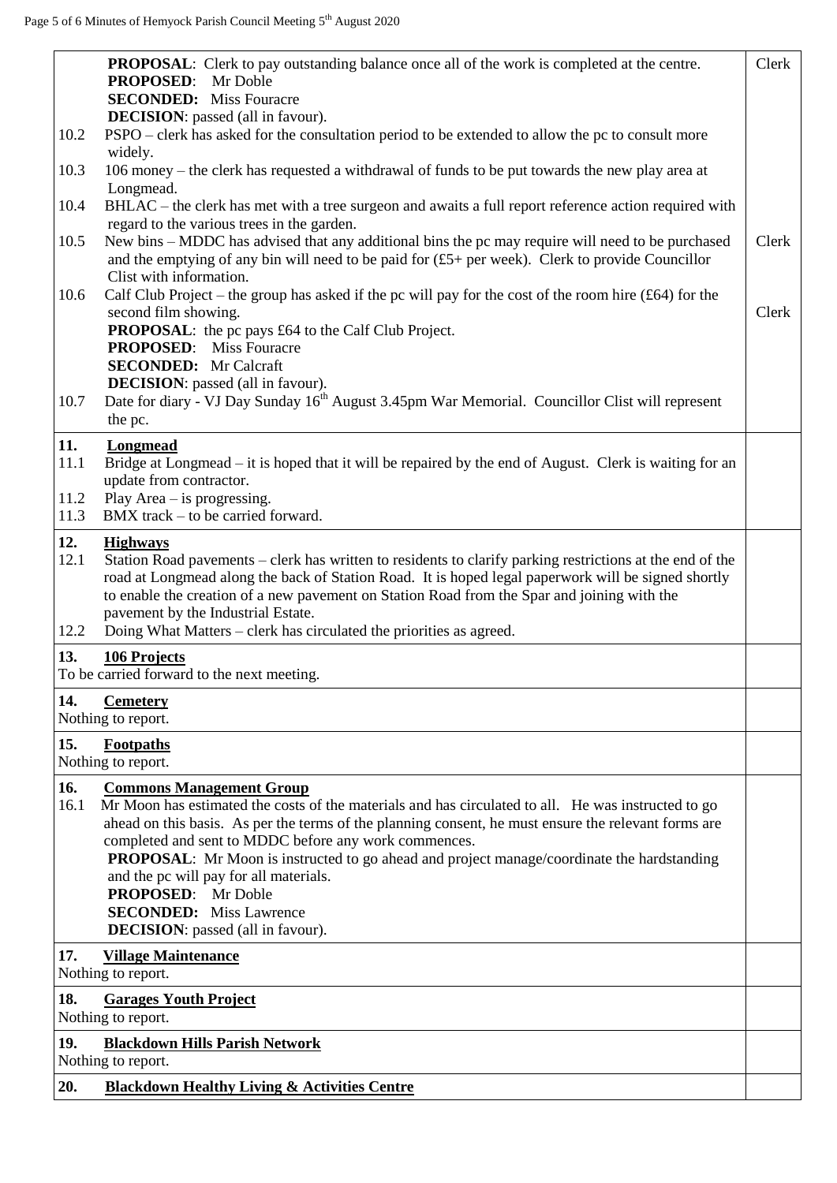| | |
|---|---|
| **PROPOSAL**: Clerk to pay outstanding balance once all of the work is completed at the centre.<br>**PROPOSED**: Mr Doble<br>**SECONDED:** Miss Fouracre<br>**DECISION**: passed (all in favour). | Clerk |
| 10.2 PSPO – clerk has asked for the consultation period to be extended to allow the pc to consult more widely. | |
| 10.3 106 money – the clerk has requested a withdrawal of funds to be put towards the new play area at Longmead. | |
| 10.4 BHLAC – the clerk has met with a tree surgeon and awaits a full report reference action required with regard to the various trees in the garden. | |
| 10.5 New bins – MDDC has advised that any additional bins the pc may require will need to be purchased and the emptying of any bin will need to be paid for (£5+ per week). Clerk to provide Councillor Clist with information. | Clerk |
| 10.6 Calf Club Project – the group has asked if the pc will pay for the cost of the room hire (£64) for the second film showing.<br>**PROPOSAL**: the pc pays £64 to the Calf Club Project.<br>**PROPOSED**: Miss Fouracre<br>**SECONDED:** Mr Calcraft<br>**DECISION**: passed (all in favour). | Clerk |
| 10.7 Date for diary - VJ Day Sunday 16th August 3.45pm War Memorial. Councillor Clist will represent the pc. | |
| **11. <u>Longmead</u>**<br>11.1 Bridge at Longmead – it is hoped that it will be repaired by the end of August. Clerk is waiting for an update from contractor.<br>11.2 Play Area – is progressing.<br>11.3 BMX track – to be carried forward. | |
| **12. <u>Highways</u>**<br>12.1 Station Road pavements – clerk has written to residents to clarify parking restrictions at the end of the road at Longmead along the back of Station Road. It is hoped legal paperwork will be signed shortly to enable the creation of a new pavement on Station Road from the Spar and joining with the pavement by the Industrial Estate.<br>12.2 Doing What Matters – clerk has circulated the priorities as agreed. | |
| **13. <u>106 Projects</u>**<br>To be carried forward to the next meeting. | |
| **14. <u>Cemetery</u>**<br>Nothing to report. | |
| **15. <u>Footpaths</u>**<br>Nothing to report. | |
| **16. <u>Commons Management Group</u>**<br>16.1 Mr Moon has estimated the costs of the materials and has circulated to all. He was instructed to go ahead on this basis. As per the terms of the planning consent, he must ensure the relevant forms are completed and sent to MDDC before any work commences.<br>**PROPOSAL**: Mr Moon is instructed to go ahead and project manage/coordinate the hardstanding and the pc will pay for all materials.<br>**PROPOSED**: Mr Doble<br>**SECONDED:** Miss Lawrence<br>**DECISION**: passed (all in favour). | |
| **17. <u>Village Maintenance</u>**<br>Nothing to report. | |
| **18. <u>Garages Youth Project</u>**<br>Nothing to report. | |
| **19. <u>Blackdown Hills Parish Network</u>**<br>Nothing to report. | |
| **20. <u>Blackdown Healthy Living & Activities Centre</u>** | |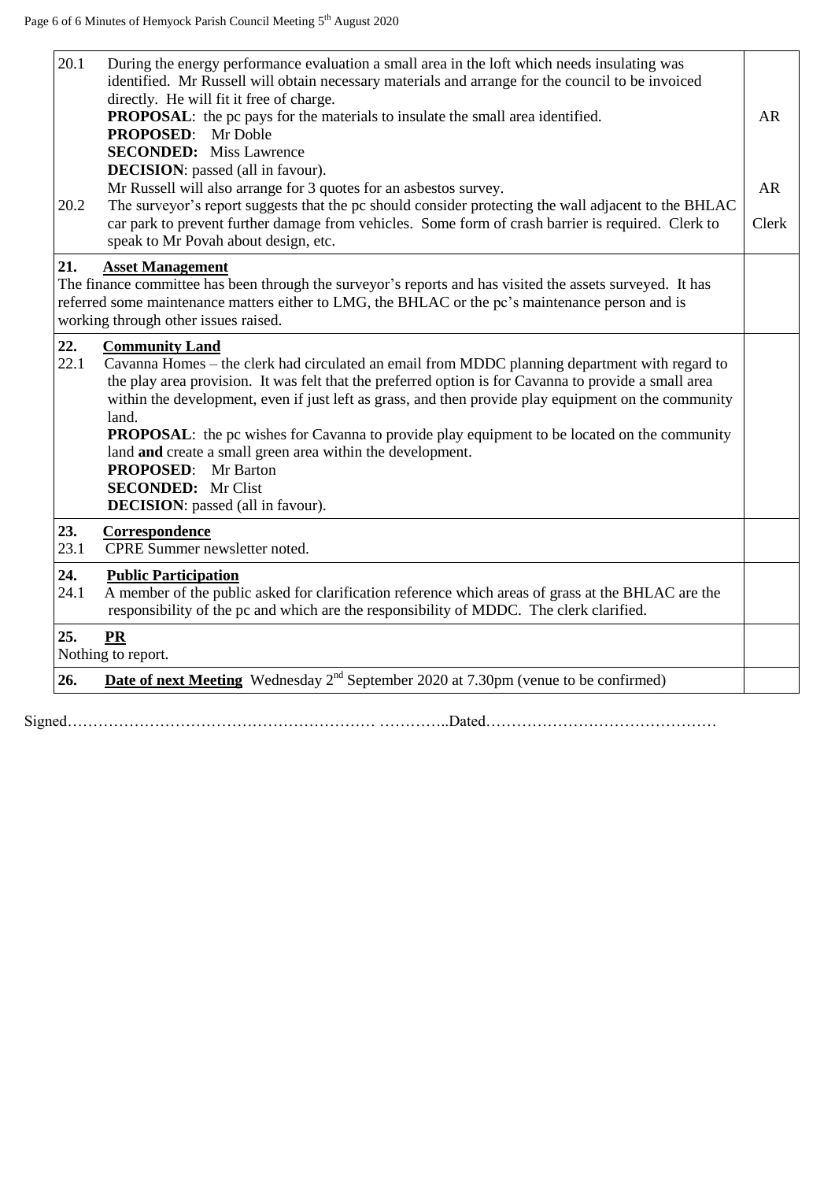| | | |
|---|---|---|
| 20.1 | During the energy performance evaluation a small area in the loft which needs insulating was identified. Mr Russell will obtain necessary materials and arrange for the council to be invoiced directly. He will fit it free of charge.<br>**PROPOSAL**: the pc pays for the materials to insulate the small area identified.<br>**PROPOSED**: Mr Doble<br>**SECONDED:** Miss Lawrence<br>**DECISION**: passed (all in favour).<br>Mr Russell will also arrange for 3 quotes for an asbestos survey. | AR<br><br>AR |
| 20.2 | The surveyor's report suggests that the pc should consider protecting the wall adjacent to the BHLAC car park to prevent further damage from vehicles. Some form of crash barrier is required. Clerk to speak to Mr Povah about design, etc. | Clerk |
| **21.** | **Asset Management**<br>The finance committee has been through the surveyor's reports and has visited the assets surveyed. It has referred some maintenance matters either to LMG, the BHLAC or the pc's maintenance person and is working through other issues raised. | |
| **22.** | **Community Land** | |
| 22.1 | Cavanna Homes – the clerk had circulated an email from MDDC planning department with regard to the play area provision. It was felt that the preferred option is for Cavanna to provide a small area within the development, even if just left as grass, and then provide play equipment on the community land.<br>**PROPOSAL**: the pc wishes for Cavanna to provide play equipment to be located on the community land **and** create a small green area within the development.<br>**PROPOSED**: Mr Barton<br>**SECONDED:** Mr Clist<br>**DECISION**: passed (all in favour). | |
| **23.** | **Correspondence** | |
| 23.1 | CPRE Summer newsletter noted. | |
| **24.** | **Public Participation** | |
| 24.1 | A member of the public asked for clarification reference which areas of grass at the BHLAC are the responsibility of the pc and which are the responsibility of MDDC. The clerk clarified. | |
| **25.** | **PR**<br>Nothing to report. | |
| **26.** | **Date of next Meeting** Wednesday 2nd September 2020 at 7.30pm (venue to be confirmed) | |

Signed………………………………………………… …………..Dated………………………………………